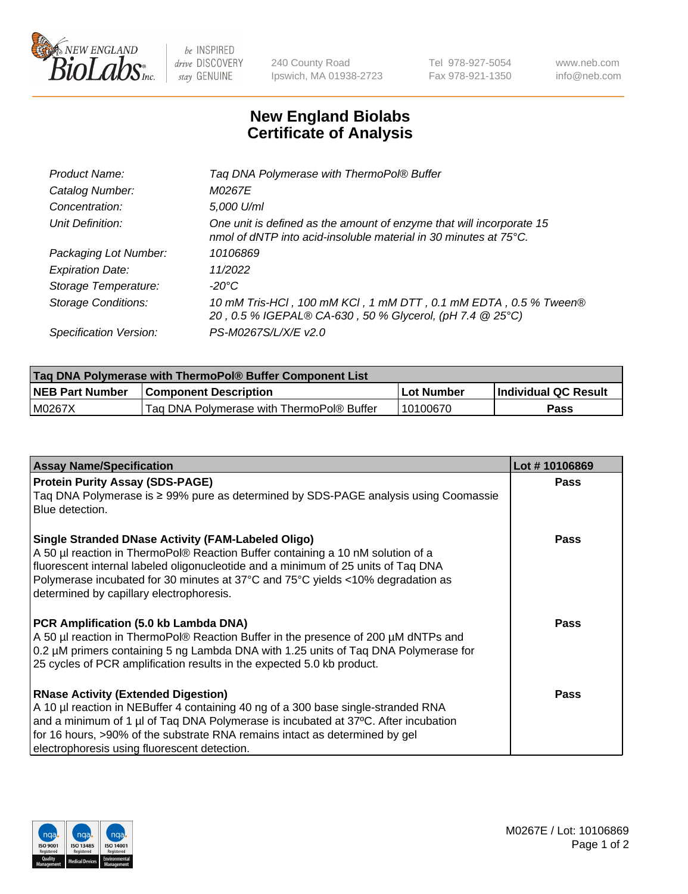# New England Biolabs Certificate of Analysis

| | |
|---|---|
| *Product Name:* | *Taq DNA Polymerase with ThermoPol® Buffer* |
| *Catalog Number:* | *M0267E* |
| *Concentration:* | *5,000 U/ml* |
| *Unit Definition:* | *One unit is defined as the amount of enzyme that will incorporate 15 nmol of dNTP into acid-insoluble material in 30 minutes at 75°C.* |
| *Packaging Lot Number:* | *10106869* |
| *Expiration Date:* | *11/2022* |
| *Storage Temperature:* | *-20°C* |
| *Storage Conditions:* | *10 mM Tris-HCl , 100 mM KCl , 1 mM DTT , 0.1 mM EDTA , 0.5 % Tween® 20 , 0.5 % IGEPAL® CA-630 , 50 % Glycerol, (pH 7.4 @ 25°C)* |
| *Specification Version:* | *PS-M0267S/L/X/E v2.0* |

| Taq DNA Polymerase with ThermoPol® Buffer Component List | | | |
|---|---|---|---|
| **NEB Part Number** | **Component Description** | **Lot Number** | **Individual QC Result** |
| M0267X | Taq DNA Polymerase with ThermoPol® Buffer | 10100670 | **Pass** |

| Assay Name/Specification | Lot # 10106869 |
|---|---|
| **Protein Purity Assay (SDS-PAGE)** Taq DNA Polymerase is ≥ 99% pure as determined by SDS-PAGE analysis using Coomassie Blue detection. | **Pass** |
| **Single Stranded DNase Activity (FAM-Labeled Oligo)** A 50 µl reaction in ThermoPol® Reaction Buffer containing a 10 nM solution of a fluorescent internal labeled oligonucleotide and a minimum of 25 units of Taq DNA Polymerase incubated for 30 minutes at 37°C and 75°C yields <10% degradation as determined by capillary electrophoresis. | **Pass** |
| **PCR Amplification (5.0 kb Lambda DNA)** A 50 µl reaction in ThermoPol® Reaction Buffer in the presence of 200 µM dNTPs and 0.2 µM primers containing 5 ng Lambda DNA with 1.25 units of Taq DNA Polymerase for 25 cycles of PCR amplification results in the expected 5.0 kb product. | **Pass** |
| **RNase Activity (Extended Digestion)** A 10 µl reaction in NEBuffer 4 containing 40 ng of a 300 base single-stranded RNA and a minimum of 1 µl of Taq DNA Polymerase is incubated at 37ºC. After incubation for 16 hours, >90% of the substrate RNA remains intact as determined by gel electrophoresis using fluorescent detection. | **Pass** |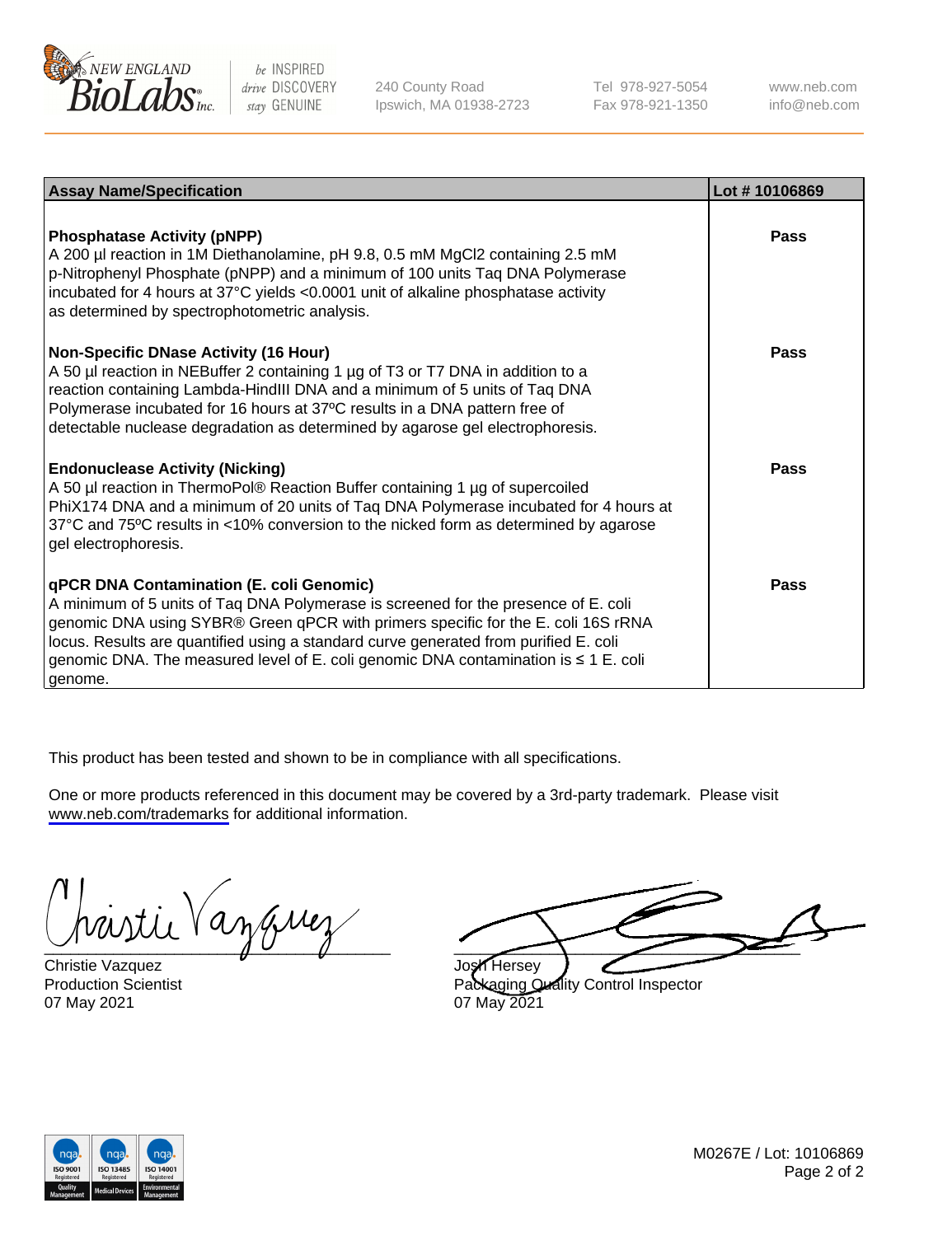| Assay Name/Specification | Lot # 10106869 |
| --- | --- |
| **Phosphatase Activity (pNPP)**<br>A 200 µl reaction in 1M Diethanolamine, pH 9.8, 0.5 mM MgCl2 containing 2.5 mM p-Nitrophenyl Phosphate (pNPP) and a minimum of 100 units Taq DNA Polymerase incubated for 4 hours at 37°C yields <0.0001 unit of alkaline phosphatase activity as determined by spectrophotometric analysis. | **Pass** |
| **Non-Specific DNase Activity (16 Hour)**<br>A 50 µl reaction in NEBuffer 2 containing 1 µg of T3 or T7 DNA in addition to a reaction containing Lambda-HindIII DNA and a minimum of 5 units of Taq DNA Polymerase incubated for 16 hours at 37ºC results in a DNA pattern free of detectable nuclease degradation as determined by agarose gel electrophoresis. | **Pass** |
| **Endonuclease Activity (Nicking)**<br>A 50 µl reaction in ThermoPol® Reaction Buffer containing 1 µg of supercoiled PhiX174 DNA and a minimum of 20 units of Taq DNA Polymerase incubated for 4 hours at 37°C and 75ºC results in <10% conversion to the nicked form as determined by agarose gel electrophoresis. | **Pass** |
| **qPCR DNA Contamination (E. coli Genomic)**<br>A minimum of 5 units of Taq DNA Polymerase is screened for the presence of E. coli genomic DNA using SYBR® Green qPCR with primers specific for the E. coli 16S rRNA locus. Results are quantified using a standard curve generated from purified E. coli genomic DNA. The measured level of E. coli genomic DNA contamination is ≤ 1 E. coli genome. | **Pass** |

This product has been tested and shown to be in compliance with all specifications.

One or more products referenced in this document may be covered by a 3rd-party trademark. Please visit www.neb.com/trademarks for additional information.

Christie Vazquez
Production Scientist
07 May 2021

Josh Hersey
Packaging Quality Control Inspector
07 May 2021

M0267E / Lot: 10106869